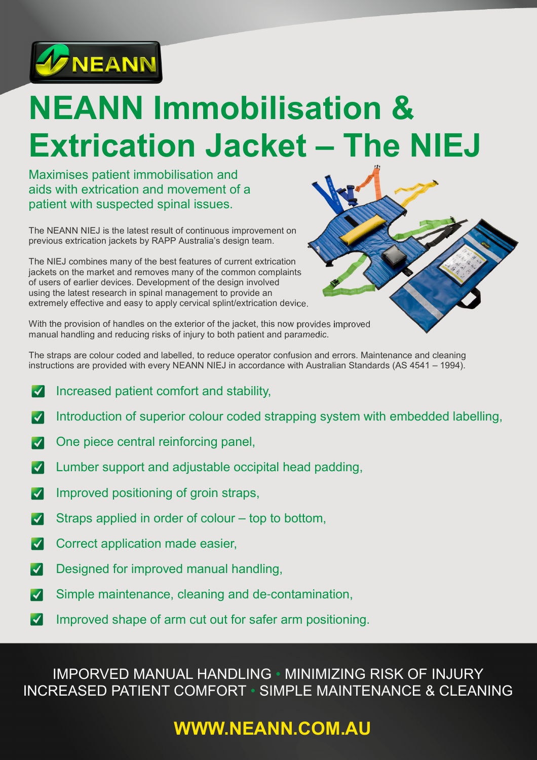NEANN

# NEANN Immobilisation & Extrication Jacket – The NIEJ

Maximises patient immobilisation and aids with extrication and movement of a patient with suspected spinal issues.

The NEANN NIEJ is the latest result of continuous improvement on previous extrication jackets by RAPP Australia's design team.

The NIEJ combines many of the best features of current extrication jackets on the market and removes many of the common complaints of users of earlier devices. Development of the design involved using the latest research in spinal management to provide an extremely effective and easy to apply cervical splint/extrication device.

With the provision of handles on the exterior of the jacket, this now provides improved manual handling and reducing risks of injury to both patient and paramedic.

The straps are colour coded and labelled, to reduce operator confusion and errors. Maintenance and cleaning instructions are provided with every NEANN NIEJ in accordance with Australian Standards (AS 4541 – 1994).

- Increased patient comfort and stability,
- Introduction of superior colour coded strapping system with embedded labelling,
- One piece central reinforcing panel,
- Lumber support and adjustable occipital head padding,
- Improved positioning of groin straps,
- Straps applied in order of colour – top to bottom,
- Correct application made easier,
- Designed for improved manual handling,
- Simple maintenance, cleaning and de-contamination,
- Improved shape of arm cut out for safer arm positioning.

IMPORVED MANUAL HANDLING • MINIMIZING RISK OF INJURY
INCREASED PATIENT COMFORT • SIMPLE MAINTENANCE & CLEANING

**WWW.NEANN.COM.AU**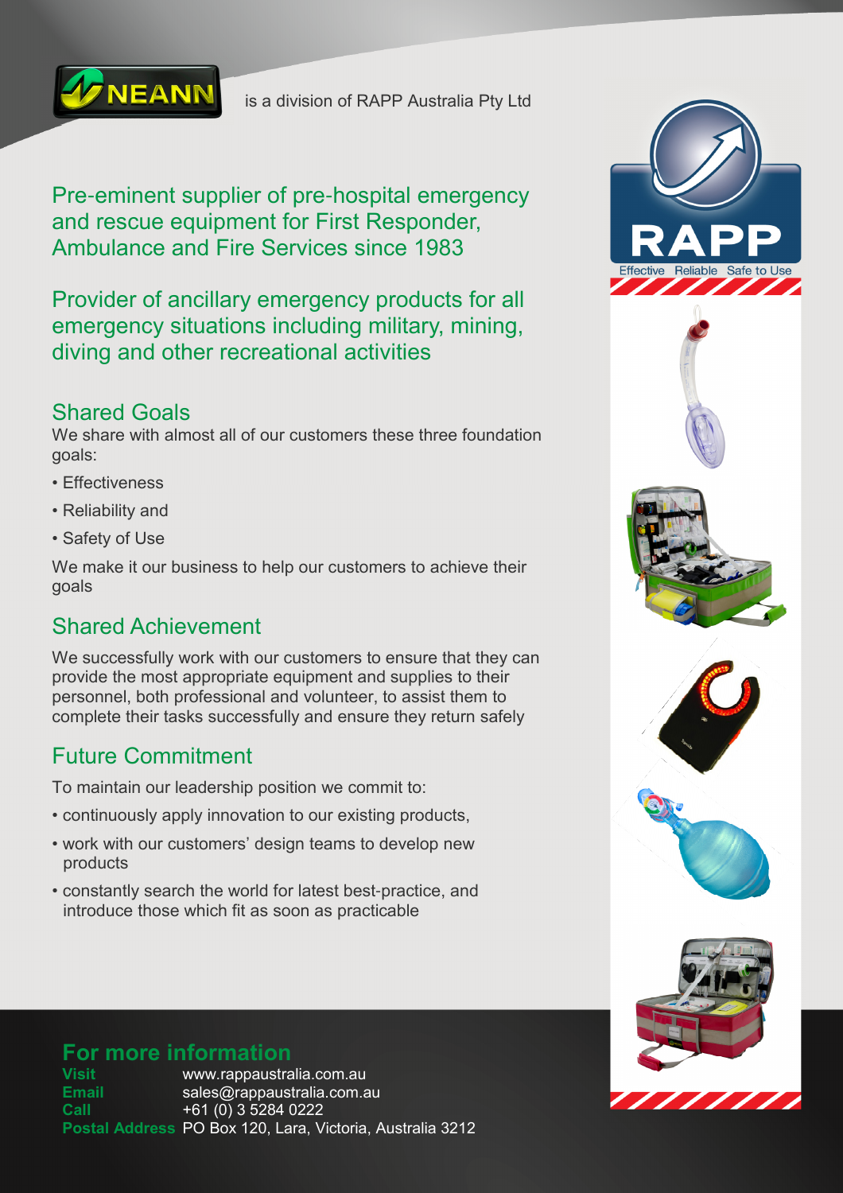NEANN is a division of RAPP Australia Pty Ltd

## Pre-eminent supplier of pre-hospital emergency and rescue equipment for First Responder, Ambulance and Fire Services since 1983

## Provider of ancillary emergency products for all emergency situations including military, mining, diving and other recreational activities

### Shared Goals

We share with almost all of our customers these three foundation goals:

- Effectiveness
- Reliability and
- Safety of Use

We make it our business to help our customers to achieve their goals

### Shared Achievement

We successfully work with our customers to ensure that they can provide the most appropriate equipment and supplies to their personnel, both professional and volunteer, to assist them to complete their tasks successfully and ensure they return safely

### Future Commitment

To maintain our leadership position we commit to:

- continuously apply innovation to our existing products,
- work with our customers' design teams to develop new products
- constantly search the world for latest best-practice, and introduce those which fit as soon as practicable

RAPP

Effective Reliable Safe to Use

### For more information

**Visit** www.rappaustralia.com.au
**Email** sales@rappaustralia.com.au
**Call** +61 (0) 3 5284 0222
**Postal Address** PO Box 120, Lara, Victoria, Australia 3212